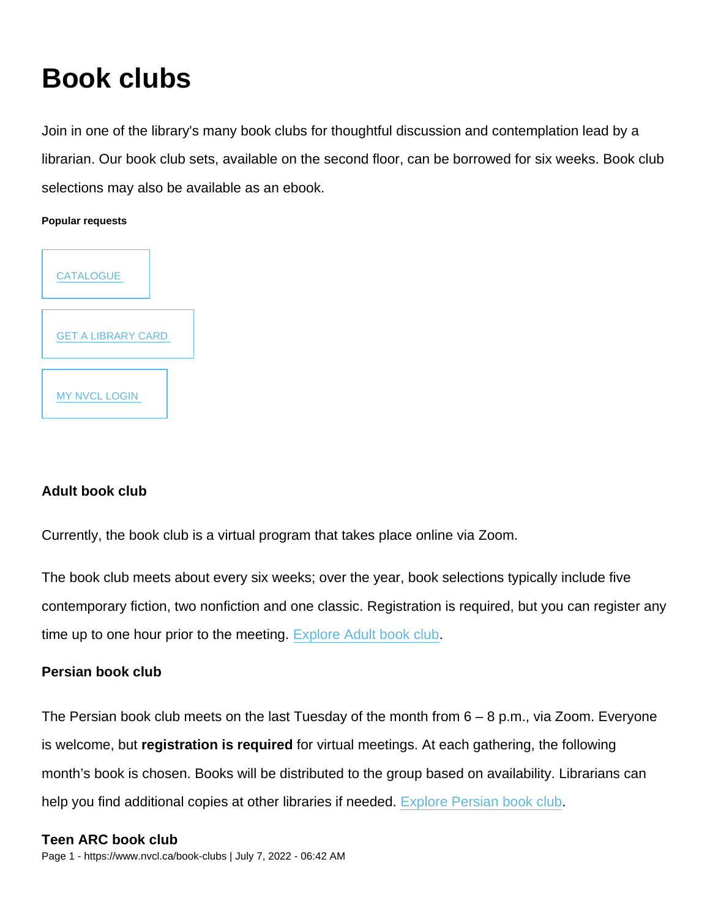# Book clubs

Join in one of the library's many book clubs for thoughtful discussion and contemplation lead by a librarian. Our book club sets, available on the second floor, can be borrowed for six weeks. Book club selections may also be available as an ebook.

**Popular requests**

[CATALOGUE]

[GET A LIBRARY CARD]

[MY NVCL LOGIN]

### Adult book club

Currently, the book club is a virtual program that takes place online via Zoom.

The book club meets about every six weeks; over the year, book selections typically include five contemporary fiction, two nonfiction and one classic. Registration is required, but you can register any time up to one hour prior to the meeting. Explore Adult book club.

### Persian book club

The Persian book club meets on the last Tuesday of the month from 6 – 8 p.m., via Zoom. Everyone is welcome, but **registration is required** for virtual meetings. At each gathering, the following month's book is chosen. Books will be distributed to the group based on availability. Librarians can help you find additional copies at other libraries if needed. Explore Persian book club.

### Teen ARC book club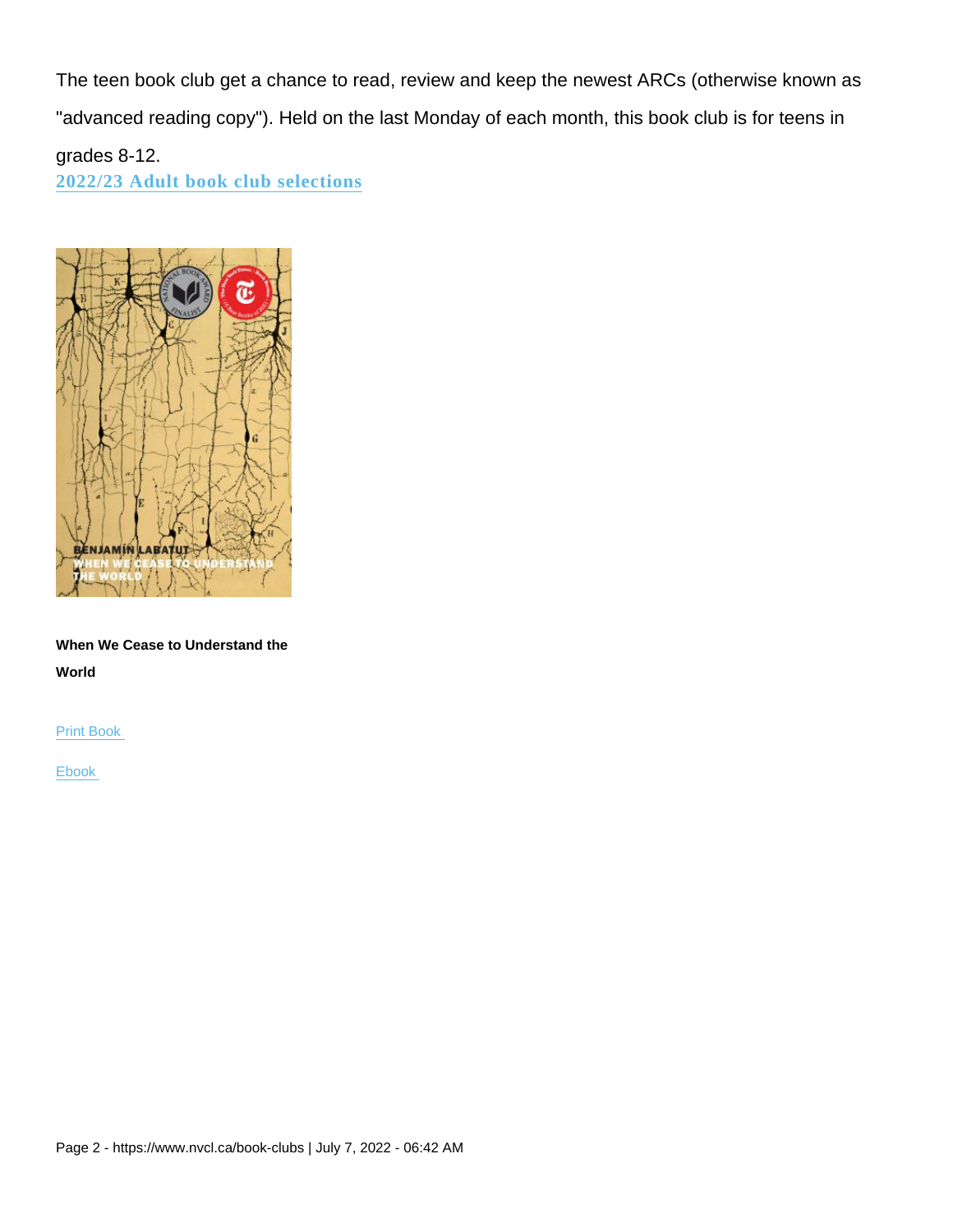The teen book club get a chance to read, review and keep the newest ARCs (otherwise known as "advanced reading copy"). Held on the last Monday of each month, this book club is for teens in grades 8-12.

## 2022/23 Adult book club selections

**When We Cease to Understand the World**

Print Book

Ebook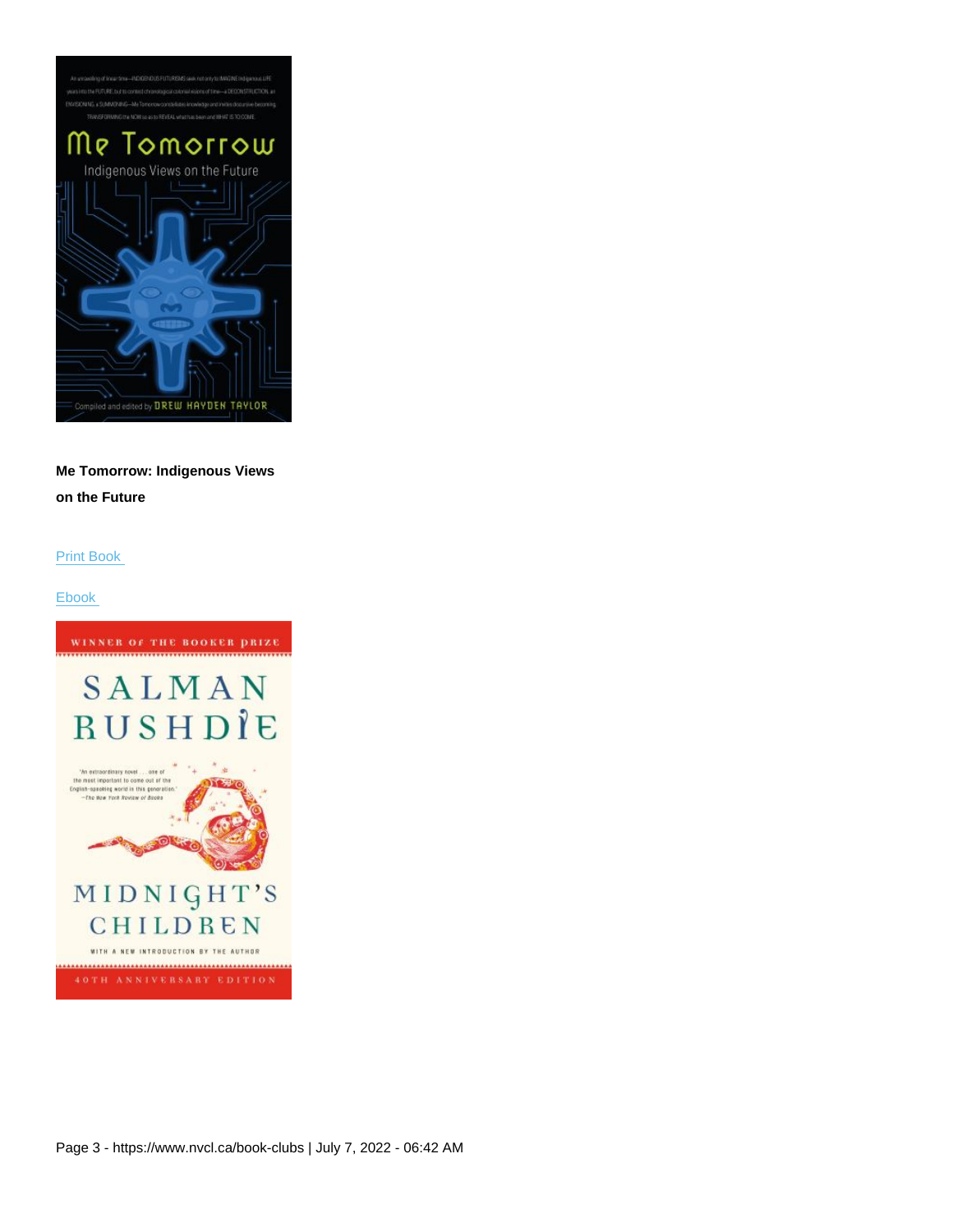**Me Tomorrow: Indigenous Views on the Future**

[Print Book](#)

[Ebook](#)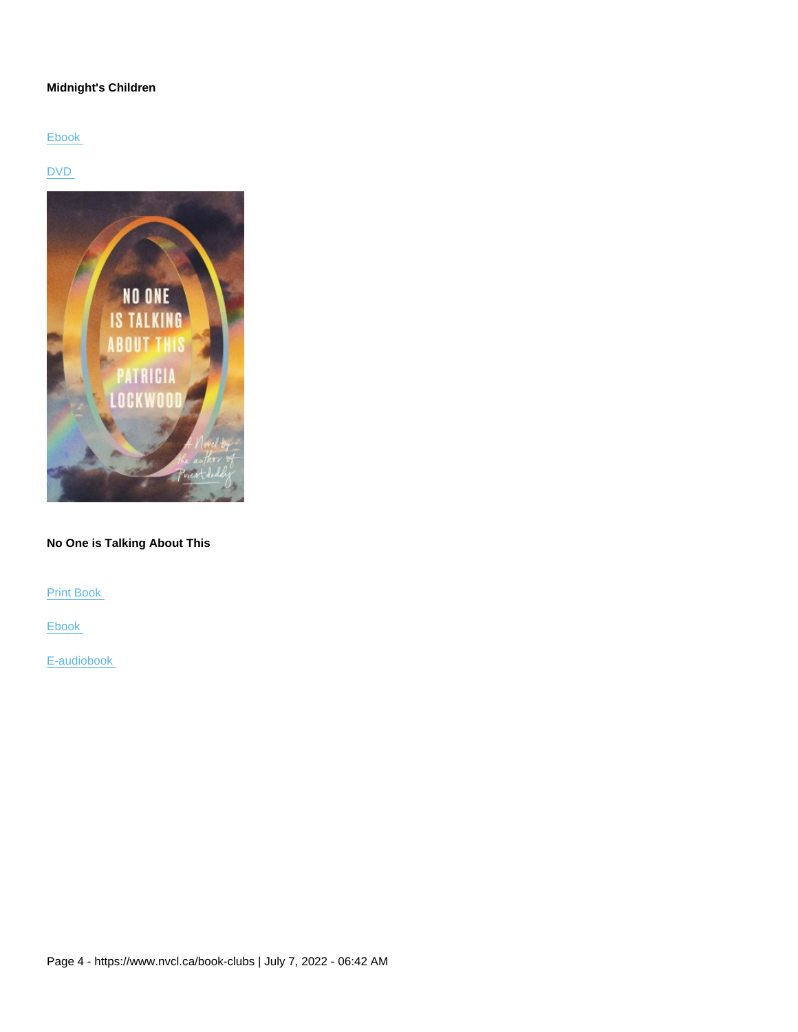**Midnight's Children**

Ebook

DVD

**No One is Talking About This**

Print Book

Ebook

E-audiobook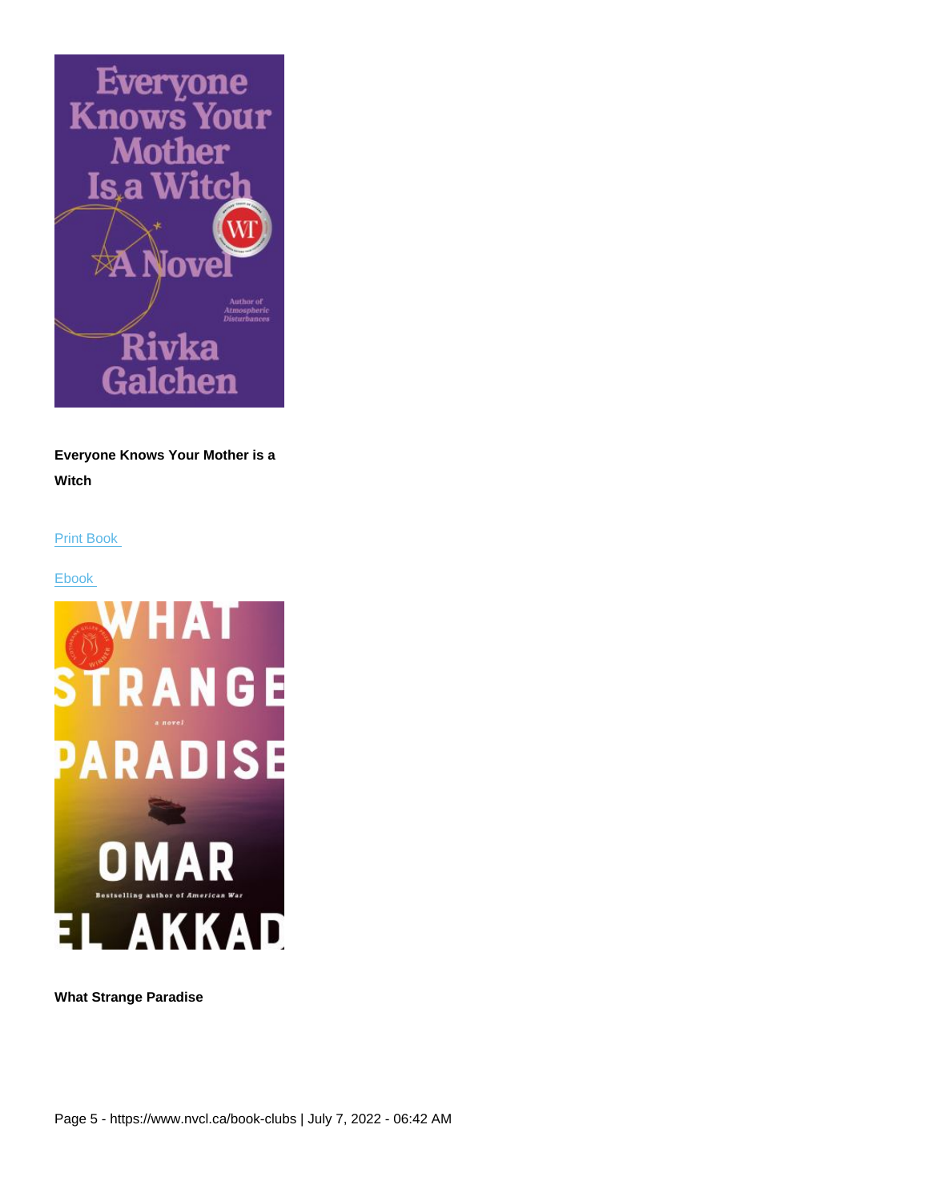**Everyone Knows Your Mother is a Witch**

Print Book

Ebook

**What Strange Paradise**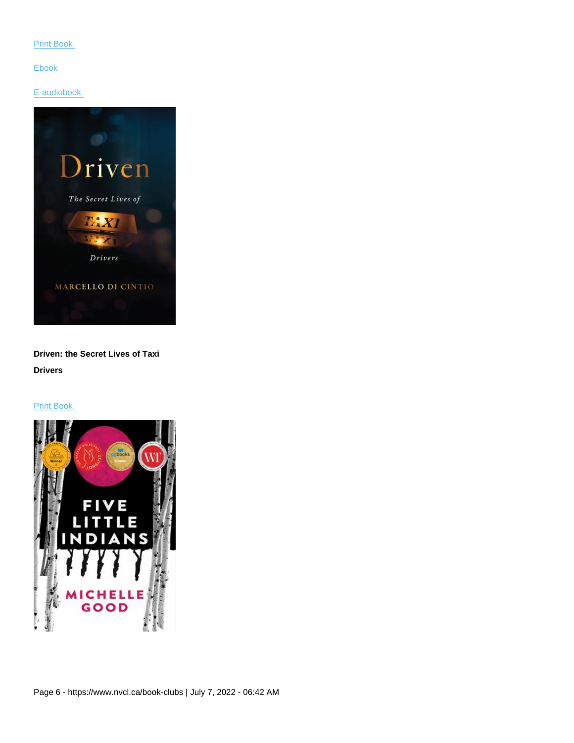Print Book

Ebook

E-audiobook

**Driven: the Secret Lives of Taxi Drivers**

Print Book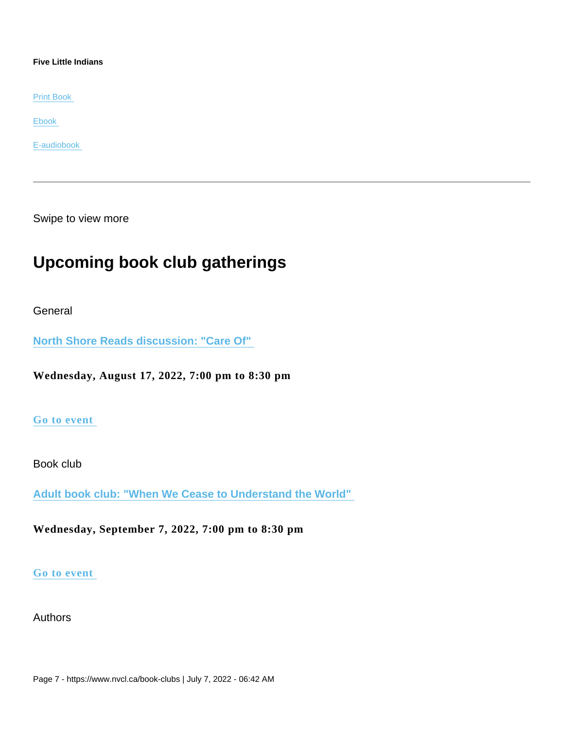**Five Little Indians**

Print Book

Ebook

E-audiobook

---

Swipe to view more

## Upcoming book club gatherings

General

**North Shore Reads discussion: "Care Of"**

**Wednesday, August 17, 2022, 7:00 pm to 8:30 pm**

**Go to event**

Book club

**Adult book club: "When We Cease to Understand the World"**

**Wednesday, September 7, 2022, 7:00 pm to 8:30 pm**

**Go to event**

Authors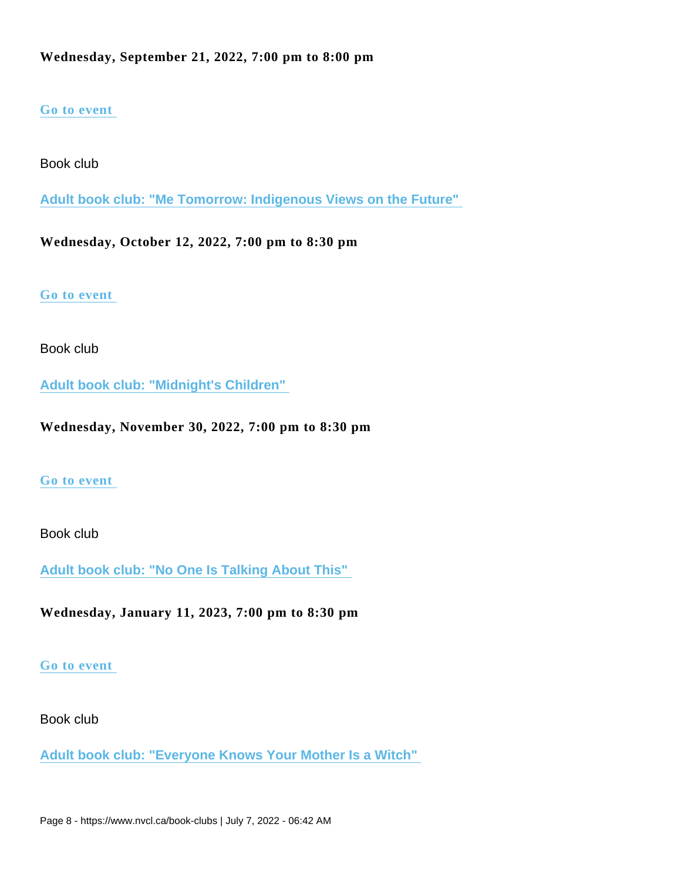**Wednesday, September 21, 2022, 7:00 pm to 8:00 pm**

Go to event

Book club

Adult book club: "Me Tomorrow: Indigenous Views on the Future"

**Wednesday, October 12, 2022, 7:00 pm to 8:30 pm**

Go to event

Book club

Adult book club: "Midnight's Children"

**Wednesday, November 30, 2022, 7:00 pm to 8:30 pm**

Go to event

Book club

Adult book club: "No One Is Talking About This"

**Wednesday, January 11, 2023, 7:00 pm to 8:30 pm**

Go to event

Book club

Adult book club: "Everyone Knows Your Mother Is a Witch"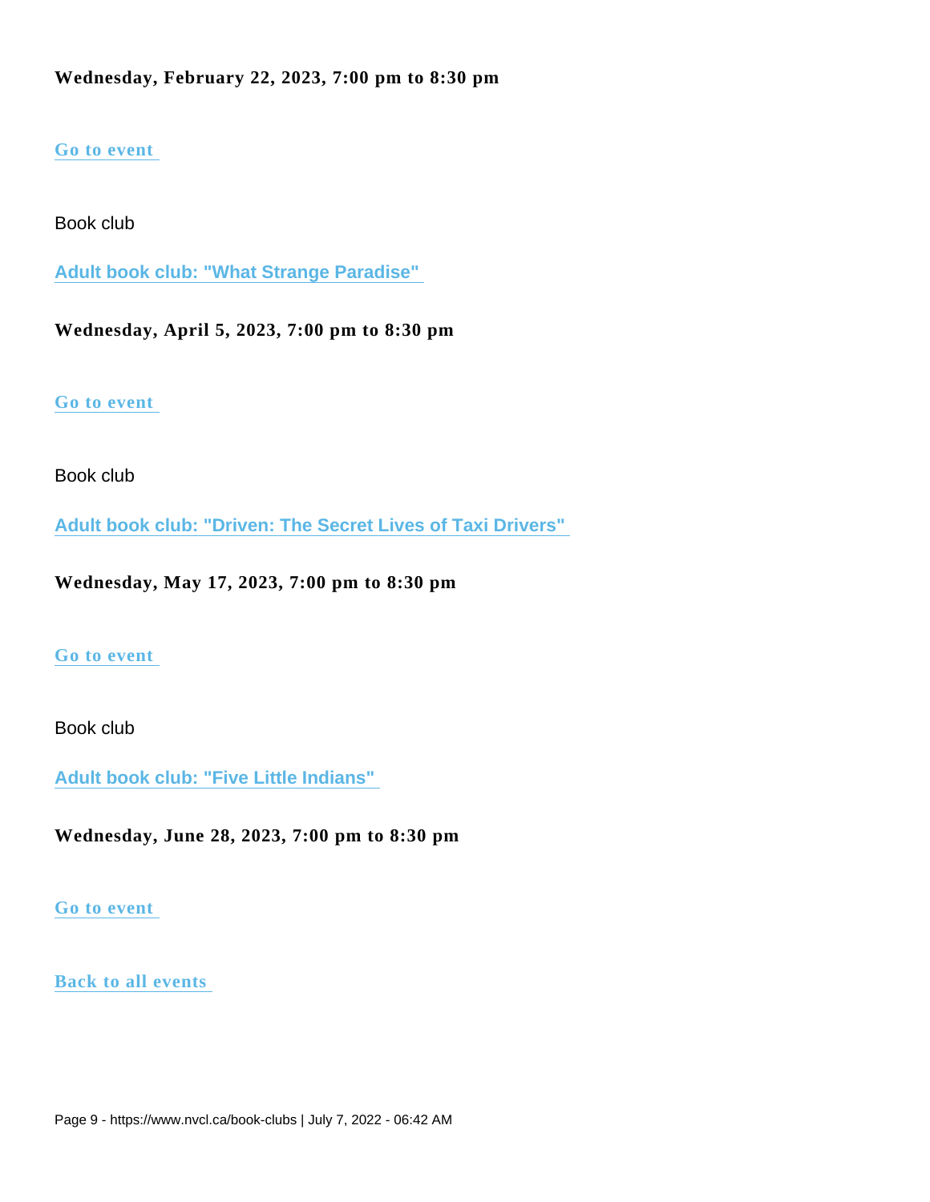**Wednesday, February 22, 2023, 7:00 pm to 8:30 pm**

**Go to event**

Book club

**Adult book club: "What Strange Paradise"**

**Wednesday, April 5, 2023, 7:00 pm to 8:30 pm**

**Go to event**

Book club

**Adult book club: "Driven: The Secret Lives of Taxi Drivers"**

**Wednesday, May 17, 2023, 7:00 pm to 8:30 pm**

**Go to event**

Book club

**Adult book club: "Five Little Indians"**

**Wednesday, June 28, 2023, 7:00 pm to 8:30 pm**

**Go to event**

**Back to all events**